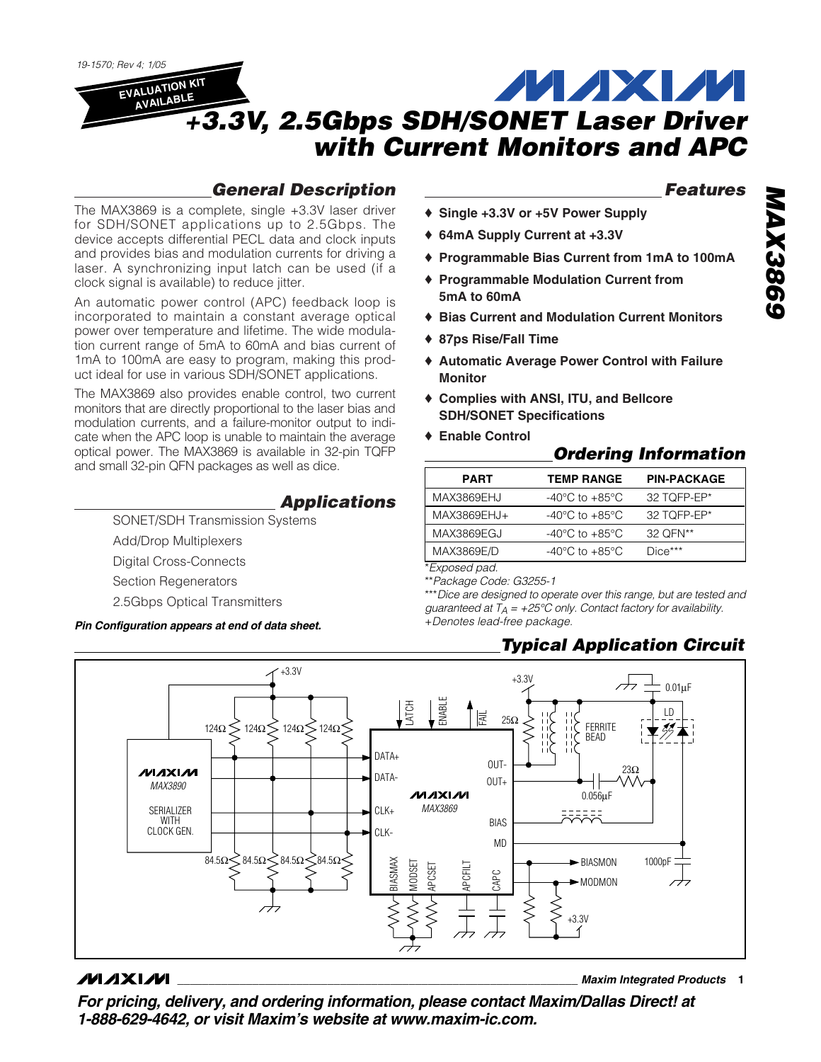19-1570; Rev 4; 1/05

EVALUATION KIT AVAILABLE

# +3.3V, 2.5Gbps SDH/SONET Laser Driver with Current Monitors and APC

## General Description

The MAX3869 is a complete, single +3.3V laser driver for SDH/SONET applications up to 2.5Gbps. The device accepts differential PECL data and clock inputs and provides bias and modulation currents for driving a laser. A synchronizing input latch can be used (if a clock signal is available) to reduce jitter.

An automatic power control (APC) feedback loop is incorporated to maintain a constant average optical power over temperature and lifetime. The wide modulation current range of 5mA to 60mA and bias current of 1mA to 100mA are easy to program, making this product ideal for use in various SDH/SONET applications.

The MAX3869 also provides enable control, two current monitors that are directly proportional to the laser bias and modulation currents, and a failure-monitor output to indicate when the APC loop is unable to maintain the average optical power. The MAX3869 is available in 32-pin TQFP and small 32-pin QFN packages as well as dice.

## Applications

SONET/SDH Transmission Systems

Add/Drop Multiplexers

Digital Cross-Connects

Section Regenerators

2.5Gbps Optical Transmitters

***Pin Configuration appears at end of data sheet.***

## Features

- ♦ **Single +3.3V or +5V Power Supply**
- ♦ **64mA Supply Current at +3.3V**
- ♦ **Programmable Bias Current from 1mA to 100mA**
- ♦ **Programmable Modulation Current from 5mA to 60mA**
- ♦ **Bias Current and Modulation Current Monitors**
- ♦ **87ps Rise/Fall Time**
- ♦ **Automatic Average Power Control with Failure Monitor**
- ♦ **Complies with ANSI, ITU, and Bellcore SDH/SONET Specifications**
- ♦ **Enable Control**

## Ordering Information

| PART | TEMP RANGE | PIN-PACKAGE |
|---|---|---|
| MAX3869EHJ | -40°C to +85°C | 32 TQFP-EP* |
| MAX3869EHJ+ | -40°C to +85°C | 32 TQFP-EP* |
| MAX3869EGJ | -40°C to +85°C | 32 QFN** |
| MAX3869E/D | -40°C to +85°C | Dice*** |

*Exposed pad.

**Package Code: G3255-1

***Dice are designed to operate over this range, but are tested and guaranteed at $T_A$ = +25°C only. Contact factory for availability.

+Denotes lead-free package.

## Typical Application Circuit

**For pricing, delivery, and ordering information, please contact Maxim/Dallas Direct! at 1-888-629-4642, or visit Maxim's website at www.maxim-ic.com.**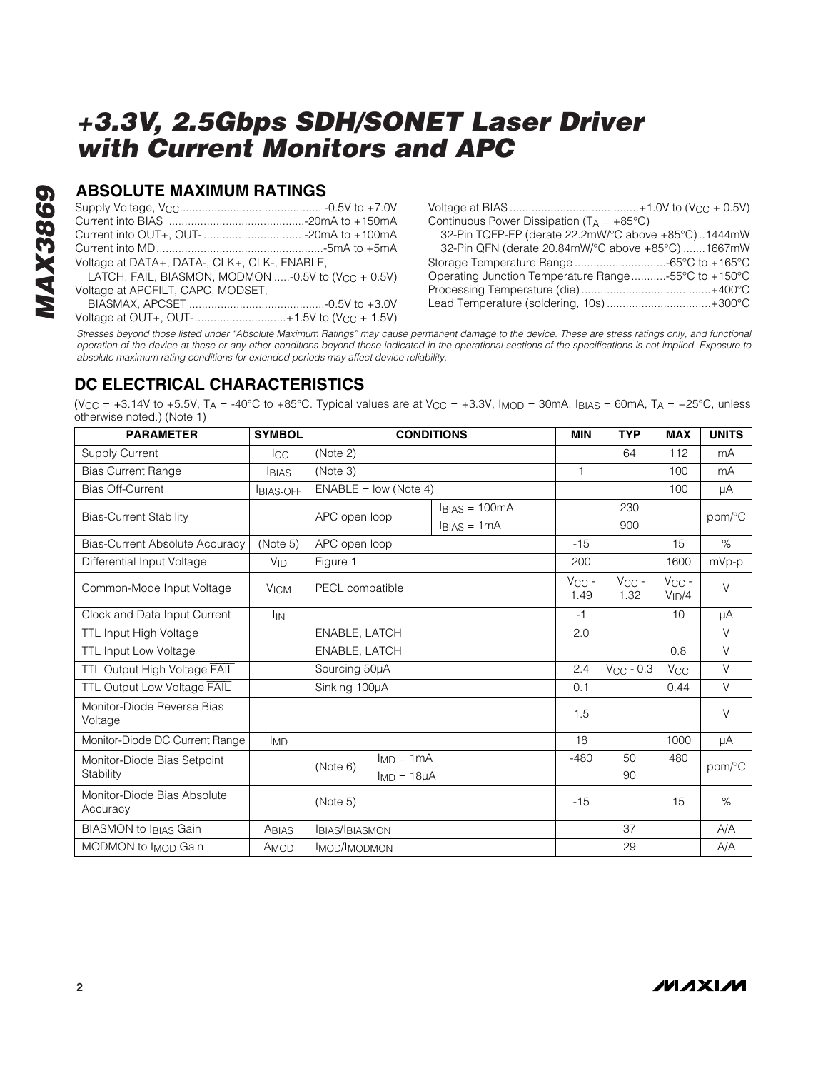# +3.3V, 2.5Gbps SDH/SONET Laser Driver with Current Monitors and APC

## ABSOLUTE MAXIMUM RATINGS

Supply Voltage, $V_{CC}$ .............................................. -0.5V to +7.0V
Current into BIAS .............................................-20mA to +150mA
Current into OUT+, OUT- ...................................-20mA to +100mA
Current into MD......................................................-5mA to +5mA
Voltage at DATA+, DATA-, CLK+, CLK-, ENABLE,
LATCH, $\overline{FAIL}$, BIASMON, MODMON .....-0.5V to ($V_{CC}$ + 0.5V)
Voltage at APCFILT, CAPC, MODSET,
BIASMAX, APCSET ............................................-0.5V to +3.0V
Voltage at OUT+, OUT-.............................+1.5V to ($V_{CC}$ + 1.5V)
Voltage at BIAS ..........................................+1.0V to ($V_{CC}$ + 0.5V)
Continuous Power Dissipation ($T_A$ = +85°C)
32-Pin TQFP-EP (derate 22.2mW/°C above +85°C) ..1444mW
32-Pin QFN (derate 20.84mW/°C above +85°C) .......1667mW
Storage Temperature Range .............................-65°C to +165°C
Operating Junction Temperature Range...........-55°C to +150°C
Processing Temperature (die) .........................................+400°C
Lead Temperature (soldering, 10s) .................................+300°C

*Stresses beyond those listed under "Absolute Maximum Ratings" may cause permanent damage to the device. These are stress ratings only, and functional operation of the device at these or any other conditions beyond those indicated in the operational sections of the specifications is not implied. Exposure to absolute maximum rating conditions for extended periods may affect device reliability.*

## DC ELECTRICAL CHARACTERISTICS

($V_{CC}$ = +3.14V to +5.5V, $T_A$ = -40°C to +85°C. Typical values are at $V_{CC}$ = +3.3V, $I_{MOD}$ = 30mA, $I_{BIAS}$ = 60mA, $T_A$ = +25°C, unless otherwise noted.) (Note 1)

| PARAMETER | SYMBOL | CONDITIONS | | MIN | TYP | MAX | UNITS |
|---|---|---|---|---|---|---|---|
| Supply Current | $I_{CC}$ | (Note 2) | | | 64 | 112 | mA |
| Bias Current Range | $I_{BIAS}$ | (Note 3) | | 1 | | 100 | mA |
| Bias Off-Current | $I_{BIAS-OFF}$ | ENABLE = low (Note 4) | | | | 100 | µA |
| Bias-Current Stability | | APC open loop | $I_{BIAS}$ = 100mA | | 230 | | ppm/°C |
| | | | $I_{BIAS}$ = 1mA | | 900 | | |
| Bias-Current Absolute Accuracy | (Note 5) | APC open loop | | -15 | | 15 | % |
| Differential Input Voltage | $V_{ID}$ | Figure 1 | | 200 | | 1600 | mVp-p |
| Common-Mode Input Voltage | $V_{ICM}$ | PECL compatible | | $V_{CC}$ - 1.49 | $V_{CC}$ - 1.32 | $V_{CC}$ - $V_{ID}$/4 | V |
| Clock and Data Input Current | $I_{IN}$ | | | -1 | | 10 | µA |
| TTL Input High Voltage | | ENABLE, LATCH | | 2.0 | | | V |
| TTL Input Low Voltage | | ENABLE, LATCH | | | | 0.8 | V |
| TTL Output High Voltage $\overline{FAIL}$ | | Sourcing 50µA | | 2.4 | $V_{CC}$ - 0.3 | $V_{CC}$ | V |
| TTL Output Low Voltage $\overline{FAIL}$ | | Sinking 100µA | | 0.1 | | 0.44 | V |
| Monitor-Diode Reverse Bias Voltage | | | | 1.5 | | | V |
| Monitor-Diode DC Current Range | $I_{MD}$ | | | 18 | | 1000 | µA |
| Monitor-Diode Bias Setpoint Stability | | (Note 6) | $I_{MD}$ = 1mA | -480 | 50 | 480 | ppm/°C |
| | | | $I_{MD}$ = 18µA | | 90 | | |
| Monitor-Diode Bias Absolute Accuracy | | (Note 5) | | -15 | | 15 | % |
| BIASMON to $I_{BIAS}$ Gain | $A_{BIAS}$ | $I_{BIAS}/I_{BIASMON}$ | | | 37 | | A/A |
| MODMON to $I_{MOD}$ Gain | $A_{MOD}$ | $I_{MOD}/I_{MODMON}$ | | | 29 | | A/A |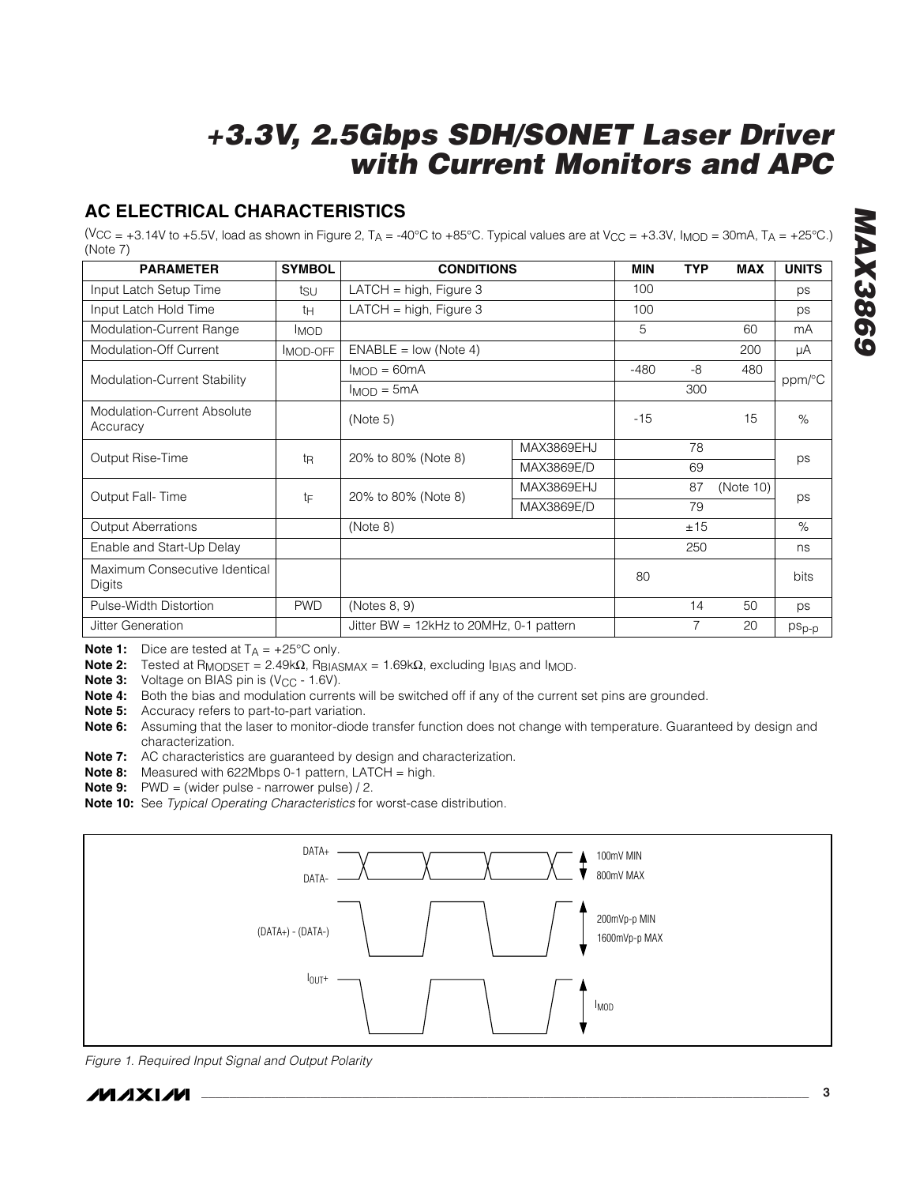## AC ELECTRICAL CHARACTERISTICS

($V_{CC}$ = +3.14V to +5.5V, load as shown in Figure 2, $T_A$ = -40°C to +85°C. Typical values are at $V_{CC}$ = +3.3V, $I_{MOD}$ = 30mA, $T_A$ = +25°C.) (Note 7)

| PARAMETER | SYMBOL | CONDITIONS | | MIN | TYP | MAX | UNITS |
|---|---|---|---|---|---|---|---|
| Input Latch Setup Time | $t_{SU}$ | LATCH = high, Figure 3 | | 100 | | | ps |
| Input Latch Hold Time | $t_H$ | LATCH = high, Figure 3 | | 100 | | | ps |
| Modulation-Current Range | $I_{MOD}$ | | | 5 | | 60 | mA |
| Modulation-Off Current | $I_{MOD-OFF}$ | ENABLE = low (Note 4) | | | | 200 | µA |
| Modulation-Current Stability | | $I_{MOD}$ = 60mA | | -480 | -8 | 480 | ppm/°C |
| | | $I_{MOD}$ = 5mA | | | 300 | | |
| Modulation-Current Absolute Accuracy | | (Note 5) | | -15 | | 15 | % |
| Output Rise-Time | $t_R$ | 20% to 80% (Note 8) | MAX3869EHJ | | 78 | | ps |
| | | | MAX3869E/D | | 69 | | |
| Output Fall- Time | $t_F$ | 20% to 80% (Note 8) | MAX3869EHJ | | 87 | (Note 10) | ps |
| | | | MAX3869E/D | | 79 | | |
| Output Aberrations | | (Note 8) | | | ±15 | | % |
| Enable and Start-Up Delay | | | | | 250 | | ns |
| Maximum Consecutive Identical Digits | | | | 80 | | | bits |
| Pulse-Width Distortion | PWD | (Notes 8, 9) | | | 14 | 50 | ps |
| Jitter Generation | | Jitter BW = 12kHz to 20MHz, 0-1 pattern | | | 7 | 20 | $ps_{p-p}$ |

**Note 1:** Dice are tested at $T_A$ = +25°C only.

**Note 2:** Tested at $R_{MODSET}$ = 2.49kΩ, $R_{BIASMAX}$ = 1.69kΩ, excluding $I_{BIAS}$ and $I_{MOD}$.

**Note 3:** Voltage on BIAS pin is ($V_{CC}$ - 1.6V).

**Note 4:** Both the bias and modulation currents will be switched off if any of the current set pins are grounded.

**Note 5:** Accuracy refers to part-to-part variation.

**Note 6:** Assuming that the laser to monitor-diode transfer function does not change with temperature. Guaranteed by design and characterization.

**Note 7:** AC characteristics are guaranteed by design and characterization.

**Note 8:** Measured with 622Mbps 0-1 pattern, LATCH = high.

**Note 9:** PWD = (wider pulse - narrower pulse) / 2.

**Note 10:** See *Typical Operating Characteristics* for worst-case distribution.

DATA+ / DATA- : 100mV MIN, 800mV MAX

(DATA+) - (DATA-) : 200mVp-p MIN, 1600mVp-p MAX

$I_{OUT+}$ : $I_{MOD}$

*Figure 1. Required Input Signal and Output Polarity*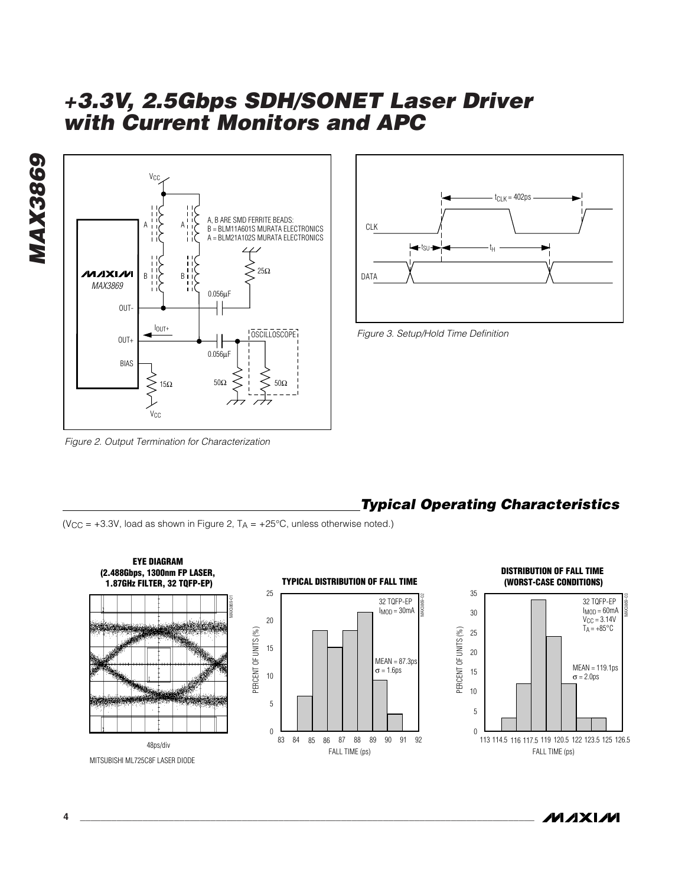Figure 2. Output Termination for Characterization

Figure 3. Setup/Hold Time Definition

## Typical Operating Characteristics

($V_{CC}$ = +3.3V, load as shown in Figure 2, $T_A$ = +25°C, unless otherwise noted.)

**EYE DIAGRAM (2.488Gbps, 1300nm FP LASER, 1.87GHz FILTER, 32 TQFP-EP)**

48ps/div

MITSUBISHI ML725C8F LASER DIODE

**TYPICAL DISTRIBUTION OF FALL TIME**

32 TQFP-EP, $I_{MOD}$ = 30mA, MEAN = 87.3ps, σ = 1.6ps

**DISTRIBUTION OF FALL TIME (WORST-CASE CONDITIONS)**

32 TQFP-EP, $I_{MOD}$ = 60mA, $V_{CC}$ = 3.14V, $T_A$ = +85°C, MEAN = 119.1ps, σ = 2.0ps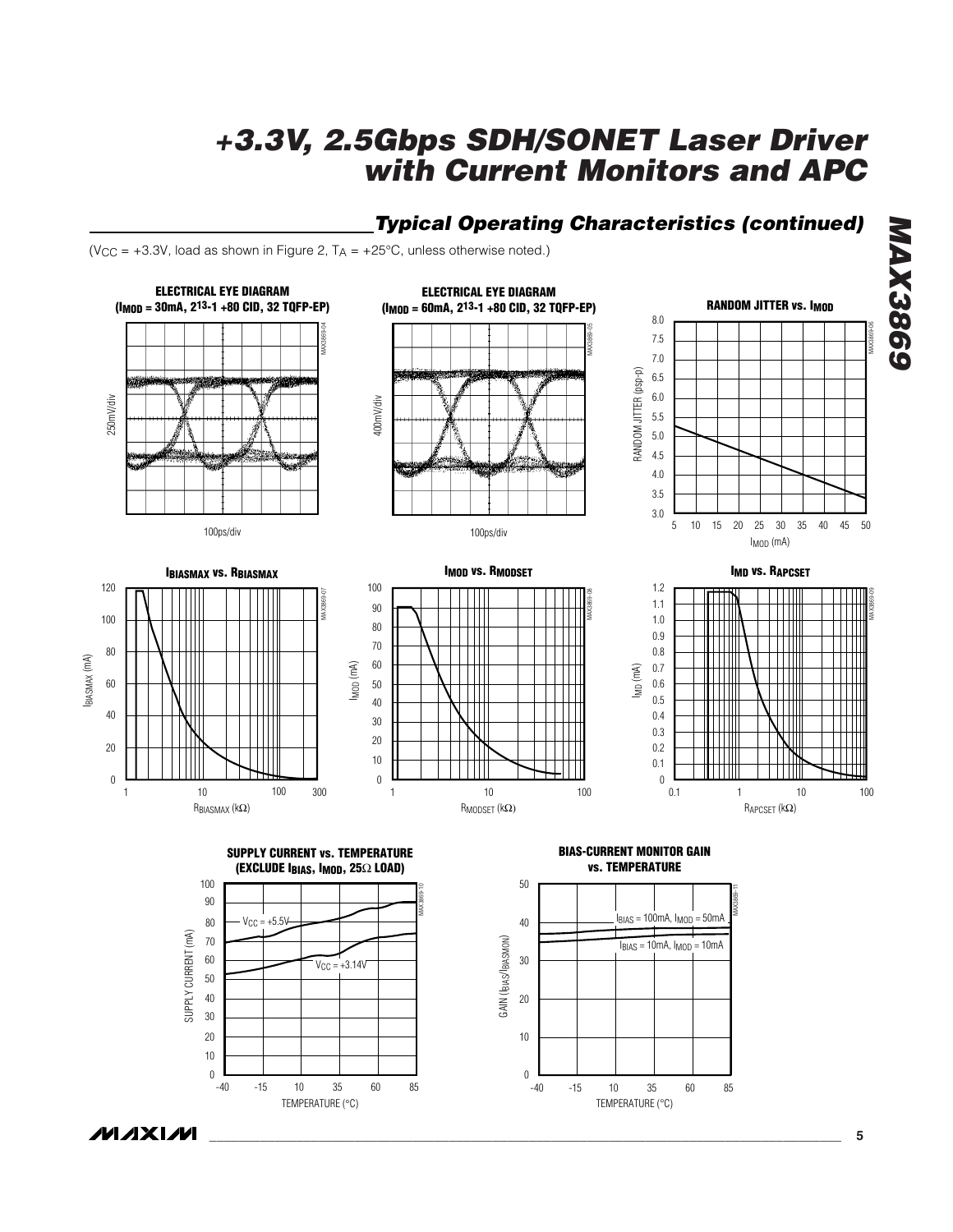## Typical Operating Characteristics (continued)

($V_{CC}$ = +3.3V, load as shown in Figure 2, $T_A$ = +25°C, unless otherwise noted.)

**ELECTRICAL EYE DIAGRAM ($I_{MOD}$ = 30mA, $2^{13}$-1 +80 CID, 32 TQFP-EP)**

250mV/div, 100ps/div

**ELECTRICAL EYE DIAGRAM ($I_{MOD}$ = 60mA, $2^{13}$-1 +80 CID, 32 TQFP-EP)**

400mV/div, 100ps/div

**RANDOM JITTER vs. $I_{MOD}$**

RANDOM JITTER (psp-p) vs. $I_{MOD}$ (mA)

**$I_{BIASMAX}$ vs. $R_{BIASMAX}$**

$I_{BIASMAX}$ (mA) vs. $R_{BIASMAX}$ (kΩ)

**$I_{MOD}$ vs. $R_{MODSET}$**

$I_{MOD}$ (mA) vs. $R_{MODSET}$ (kΩ)

**$I_{MD}$ vs. $R_{APCSET}$**

$I_{MD}$ (mA) vs. $R_{APCSET}$ (kΩ)

**SUPPLY CURRENT vs. TEMPERATURE (EXCLUDE $I_{BIAS}$, $I_{MOD}$, 25Ω LOAD)**

SUPPLY CURRENT (mA) vs. TEMPERATURE (°C); $V_{CC}$ = +5.5V, $V_{CC}$ = +3.14V

**BIAS-CURRENT MONITOR GAIN vs. TEMPERATURE**

GAIN ($I_{BIAS}$/$I_{BIASMON}$) vs. TEMPERATURE (°C); $I_{BIAS}$ = 100mA, $I_{MOD}$ = 50mA; $I_{BIAS}$ = 10mA, $I_{MOD}$ = 10mA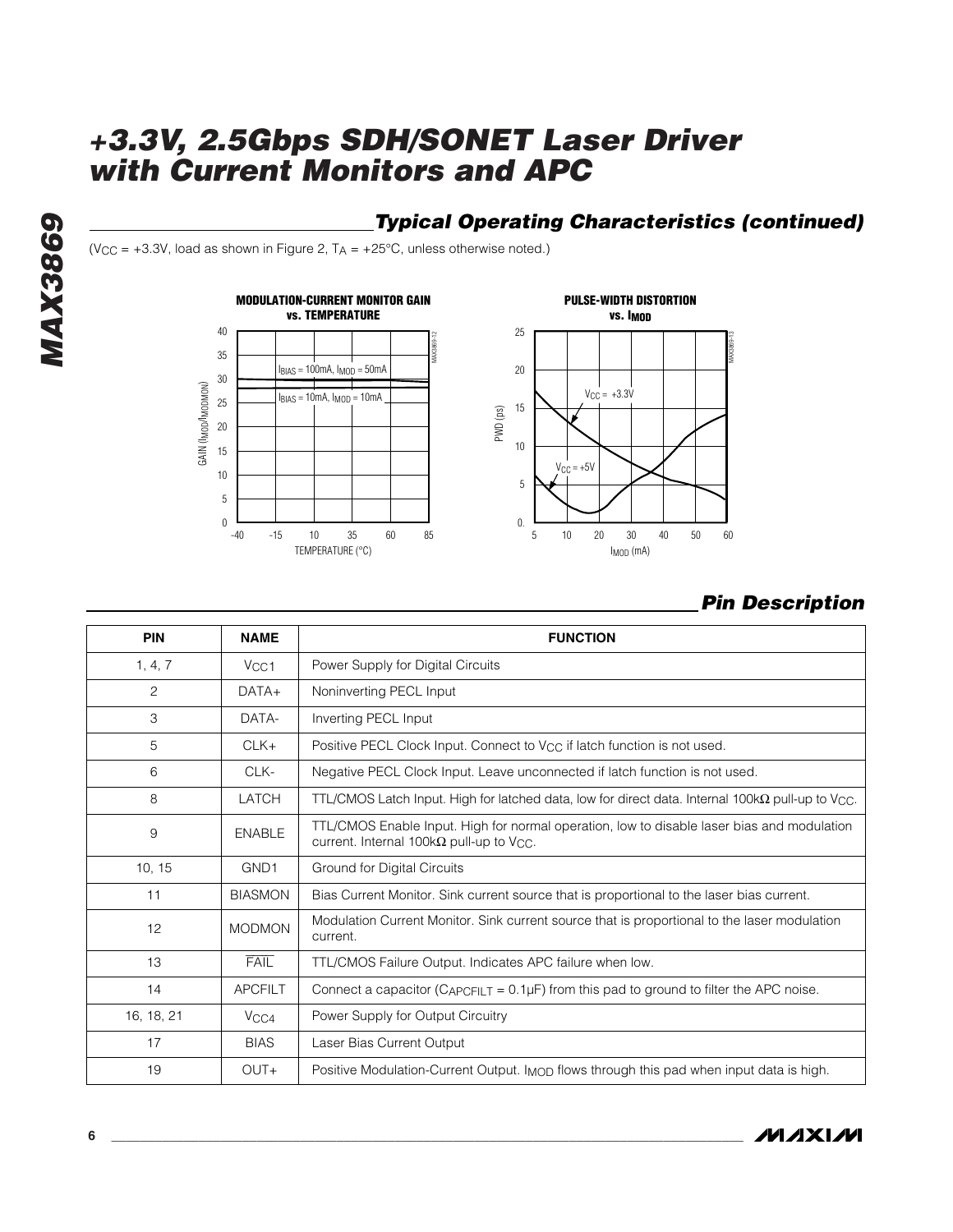## Typical Operating Characteristics (continued)

($V_{CC}$ = +3.3V, load as shown in Figure 2, $T_A$ = +25°C, unless otherwise noted.)

**MODULATION-CURRENT MONITOR GAIN vs. TEMPERATURE**

**PULSE-WIDTH DISTORTION vs. $I_{MOD}$**

## Pin Description

| PIN | NAME | FUNCTION |
|---|---|---|
| 1, 4, 7 | $V_{CC1}$ | Power Supply for Digital Circuits |
| 2 | DATA+ | Noninverting PECL Input |
| 3 | DATA- | Inverting PECL Input |
| 5 | CLK+ | Positive PECL Clock Input. Connect to $V_{CC}$ if latch function is not used. |
| 6 | CLK- | Negative PECL Clock Input. Leave unconnected if latch function is not used. |
| 8 | LATCH | TTL/CMOS Latch Input. High for latched data, low for direct data. Internal 100kΩ pull-up to $V_{CC}$. |
| 9 | ENABLE | TTL/CMOS Enable Input. High for normal operation, low to disable laser bias and modulation current. Internal 100kΩ pull-up to $V_{CC}$. |
| 10, 15 | GND1 | Ground for Digital Circuits |
| 11 | BIASMON | Bias Current Monitor. Sink current source that is proportional to the laser bias current. |
| 12 | MODMON | Modulation Current Monitor. Sink current source that is proportional to the laser modulation current. |
| 13 | $\overline{FAIL}$ | TTL/CMOS Failure Output. Indicates APC failure when low. |
| 14 | APCFILT | Connect a capacitor ($C_{APCFILT}$ = 0.1µF) from this pad to ground to filter the APC noise. |
| 16, 18, 21 | $V_{CC4}$ | Power Supply for Output Circuitry |
| 17 | BIAS | Laser Bias Current Output |
| 19 | OUT+ | Positive Modulation-Current Output. $I_{MOD}$ flows through this pad when input data is high. |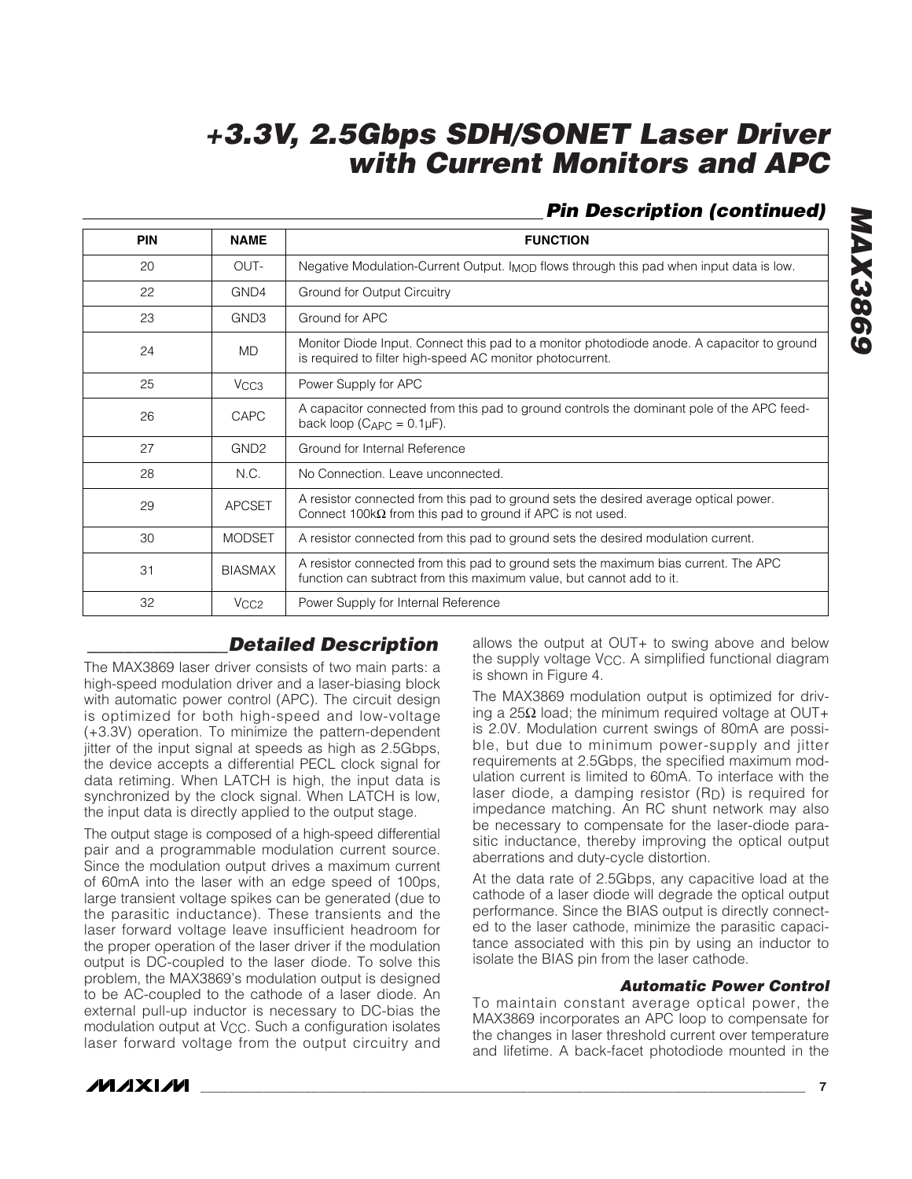## Pin Description (continued)

| PIN | NAME | FUNCTION |
|---|---|---|
| 20 | OUT- | Negative Modulation-Current Output. $I_{MOD}$ flows through this pad when input data is low. |
| 22 | GND4 | Ground for Output Circuitry |
| 23 | GND3 | Ground for APC |
| 24 | MD | Monitor Diode Input. Connect this pad to a monitor photodiode anode. A capacitor to ground is required to filter high-speed AC monitor photocurrent. |
| 25 | $V_{CC3}$ | Power Supply for APC |
| 26 | CAPC | A capacitor connected from this pad to ground controls the dominant pole of the APC feedback loop ($C_{APC}$ = 0.1µF). |
| 27 | GND2 | Ground for Internal Reference |
| 28 | N.C. | No Connection. Leave unconnected. |
| 29 | APCSET | A resistor connected from this pad to ground sets the desired average optical power. Connect 100kΩ from this pad to ground if APC is not used. |
| 30 | MODSET | A resistor connected from this pad to ground sets the desired modulation current. |
| 31 | BIASMAX | A resistor connected from this pad to ground sets the maximum bias current. The APC function can subtract from this maximum value, but cannot add to it. |
| 32 | $V_{CC2}$ | Power Supply for Internal Reference |

## Detailed Description

The MAX3869 laser driver consists of two main parts: a high-speed modulation driver and a laser-biasing block with automatic power control (APC). The circuit design is optimized for both high-speed and low-voltage (+3.3V) operation. To minimize the pattern-dependent jitter of the input signal at speeds as high as 2.5Gbps, the device accepts a differential PECL clock signal for data retiming. When LATCH is high, the input data is synchronized by the clock signal. When LATCH is low, the input data is directly applied to the output stage.

The output stage is composed of a high-speed differential pair and a programmable modulation current source. Since the modulation output drives a maximum current of 60mA into the laser with an edge speed of 100ps, large transient voltage spikes can be generated (due to the parasitic inductance). These transients and the laser forward voltage leave insufficient headroom for the proper operation of the laser driver if the modulation output is DC-coupled to the laser diode. To solve this problem, the MAX3869's modulation output is designed to be AC-coupled to the cathode of a laser diode. An external pull-up inductor is necessary to DC-bias the modulation output at $V_{CC}$. Such a configuration isolates laser forward voltage from the output circuitry and allows the output at OUT+ to swing above and below the supply voltage $V_{CC}$. A simplified functional diagram is shown in Figure 4.

The MAX3869 modulation output is optimized for driving a 25Ω load; the minimum required voltage at OUT+ is 2.0V. Modulation current swings of 80mA are possible, but due to minimum power-supply and jitter requirements at 2.5Gbps, the specified maximum modulation current is limited to 60mA. To interface with the laser diode, a damping resistor ($R_D$) is required for impedance matching. An RC shunt network may also be necessary to compensate for the laser-diode parasitic inductance, thereby improving the optical output aberrations and duty-cycle distortion.

At the data rate of 2.5Gbps, any capacitive load at the cathode of a laser diode will degrade the optical output performance. Since the BIAS output is directly connected to the laser cathode, minimize the parasitic capacitance associated with this pin by using an inductor to isolate the BIAS pin from the laser cathode.

### Automatic Power Control

To maintain constant average optical power, the MAX3869 incorporates an APC loop to compensate for the changes in laser threshold current over temperature and lifetime. A back-facet photodiode mounted in the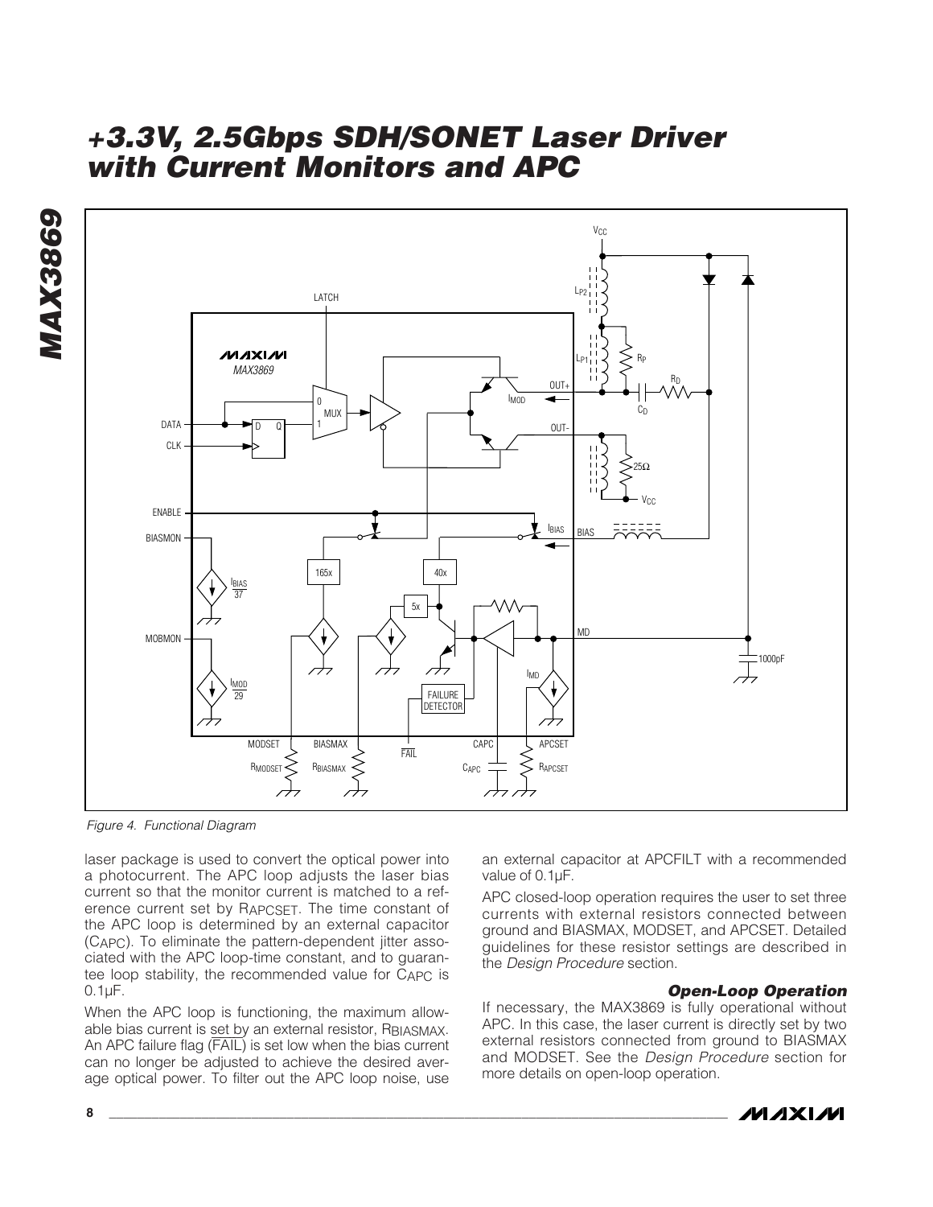Figure 4. Functional Diagram

laser package is used to convert the optical power into a photocurrent. The APC loop adjusts the laser bias current so that the monitor current is matched to a reference current set by $R_{APCSET}$. The time constant of the APC loop is determined by an external capacitor ($C_{APC}$). To eliminate the pattern-dependent jitter associated with the APC loop-time constant, and to guarantee loop stability, the recommended value for $C_{APC}$ is 0.1µF.

When the APC loop is functioning, the maximum allowable bias current is set by an external resistor, $R_{BIASMAX}$. An APC failure flag ($\overline{FAIL}$) is set low when the bias current can no longer be adjusted to achieve the desired average optical power. To filter out the APC loop noise, use an external capacitor at APCFILT with a recommended value of 0.1µF.

APC closed-loop operation requires the user to set three currents with external resistors connected between ground and BIASMAX, MODSET, and APCSET. Detailed guidelines for these resistor settings are described in the *Design Procedure* section.

### Open-Loop Operation

If necessary, the MAX3869 is fully operational without APC. In this case, the laser current is directly set by two external resistors connected from ground to BIASMAX and MODSET. See the *Design Procedure* section for more details on open-loop operation.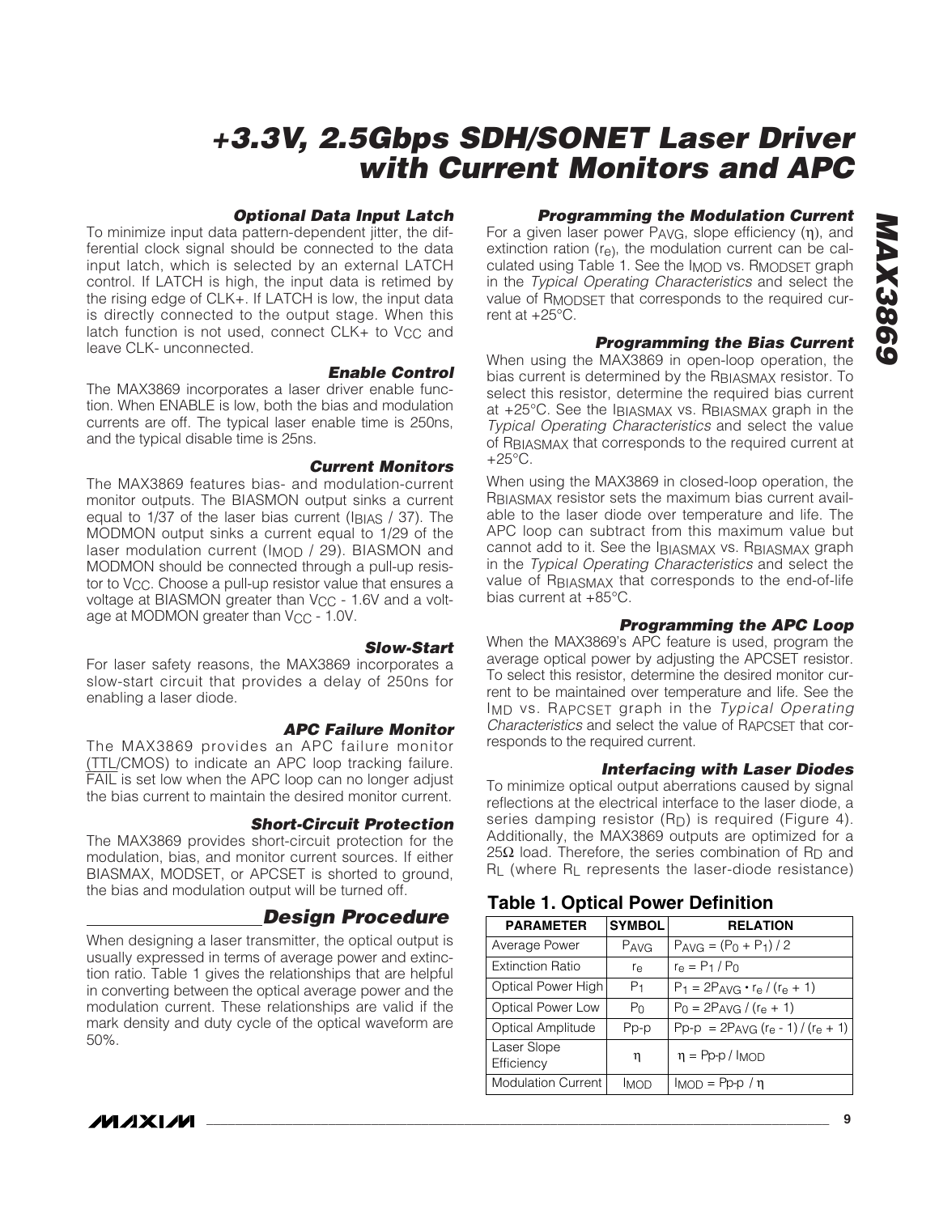### Optional Data Input Latch

To minimize input data pattern-dependent jitter, the differential clock signal should be connected to the data input latch, which is selected by an external LATCH control. If LATCH is high, the input data is retimed by the rising edge of CLK+. If LATCH is low, the input data is directly connected to the output stage. When this latch function is not used, connect CLK+ to $V_{CC}$ and leave CLK- unconnected.

### Enable Control

The MAX3869 incorporates a laser driver enable function. When ENABLE is low, both the bias and modulation currents are off. The typical laser enable time is 250ns, and the typical disable time is 25ns.

### Current Monitors

The MAX3869 features bias- and modulation-current monitor outputs. The BIASMON output sinks a current equal to 1/37 of the laser bias current ($I_{BIAS}$ / 37). The MODMON output sinks a current equal to 1/29 of the laser modulation current ($I_{MOD}$ / 29). BIASMON and MODMON should be connected through a pull-up resistor to $V_{CC}$. Choose a pull-up resistor value that ensures a voltage at BIASMON greater than $V_{CC}$ - 1.6V and a voltage at MODMON greater than $V_{CC}$ - 1.0V.

### Slow-Start

For laser safety reasons, the MAX3869 incorporates a slow-start circuit that provides a delay of 250ns for enabling a laser diode.

### APC Failure Monitor

The MAX3869 provides an APC failure monitor (TTL/CMOS) to indicate an APC loop tracking failure. $\overline{\text{FAIL}}$ is set low when the APC loop can no longer adjust the bias current to maintain the desired monitor current.

### Short-Circuit Protection

The MAX3869 provides short-circuit protection for the modulation, bias, and monitor current sources. If either BIASMAX, MODSET, or APCSET is shorted to ground, the bias and modulation output will be turned off.

## Design Procedure

When designing a laser transmitter, the optical output is usually expressed in terms of average power and extinction ratio. Table 1 gives the relationships that are helpful in converting between the optical average power and the modulation current. These relationships are valid if the mark density and duty cycle of the optical waveform are 50%.

### Programming the Modulation Current

For a given laser power $P_{AVG}$, slope efficiency ($\eta$), and extinction ration ($r_e$), the modulation current can be calculated using Table 1. See the $I_{MOD}$ vs. $R_{MODSET}$ graph in the *Typical Operating Characteristics* and select the value of $R_{MODSET}$ that corresponds to the required current at +25°C.

### Programming the Bias Current

When using the MAX3869 in open-loop operation, the bias current is determined by the $R_{BIASMAX}$ resistor. To select this resistor, determine the required bias current at +25°C. See the $I_{BIASMAX}$ vs. $R_{BIASMAX}$ graph in the *Typical Operating Characteristics* and select the value of $R_{BIASMAX}$ that corresponds to the required current at +25°C.

When using the MAX3869 in closed-loop operation, the $R_{BIASMAX}$ resistor sets the maximum bias current available to the laser diode over temperature and life. The APC loop can subtract from this maximum value but cannot add to it. See the $I_{BIASMAX}$ vs. $R_{BIASMAX}$ graph in the *Typical Operating Characteristics* and select the value of $R_{BIASMAX}$ that corresponds to the end-of-life bias current at +85°C.

### Programming the APC Loop

When the MAX3869's APC feature is used, program the average optical power by adjusting the APCSET resistor. To select this resistor, determine the desired monitor current to be maintained over temperature and life. See the $I_{MD}$ vs. $R_{APCSET}$ graph in the *Typical Operating Characteristics* and select the value of $R_{APCSET}$ that corresponds to the required current.

### Interfacing with Laser Diodes

To minimize optical output aberrations caused by signal reflections at the electrical interface to the laser diode, a series damping resistor ($R_D$) is required (Figure 4). Additionally, the MAX3869 outputs are optimized for a 25Ω load. Therefore, the series combination of $R_D$ and $R_L$ (where $R_L$ represents the laser-diode resistance)

### Table 1. Optical Power Definition

| PARAMETER | SYMBOL | RELATION |
|---|---|---|
| Average Power | $P_{AVG}$ | $P_{AVG} = (P_0 + P_1) / 2$ |
| Extinction Ratio | $r_e$ | $r_e = P_1 / P_0$ |
| Optical Power High | $P_1$ | $P_1 = 2P_{AVG} \cdot r_e / (r_e + 1)$ |
| Optical Power Low | $P_0$ | $P_0 = 2P_{AVG} / (r_e + 1)$ |
| Optical Amplitude | Pp-p | $P_{p\text{-}p} = 2P_{AVG} (r_e - 1) / (r_e + 1)$ |
| Laser Slope Efficiency | $\eta$ | $\eta = P_{p\text{-}p} / I_{MOD}$ |
| Modulation Current | $I_{MOD}$ | $I_{MOD} = P_{p\text{-}p} / \eta$ |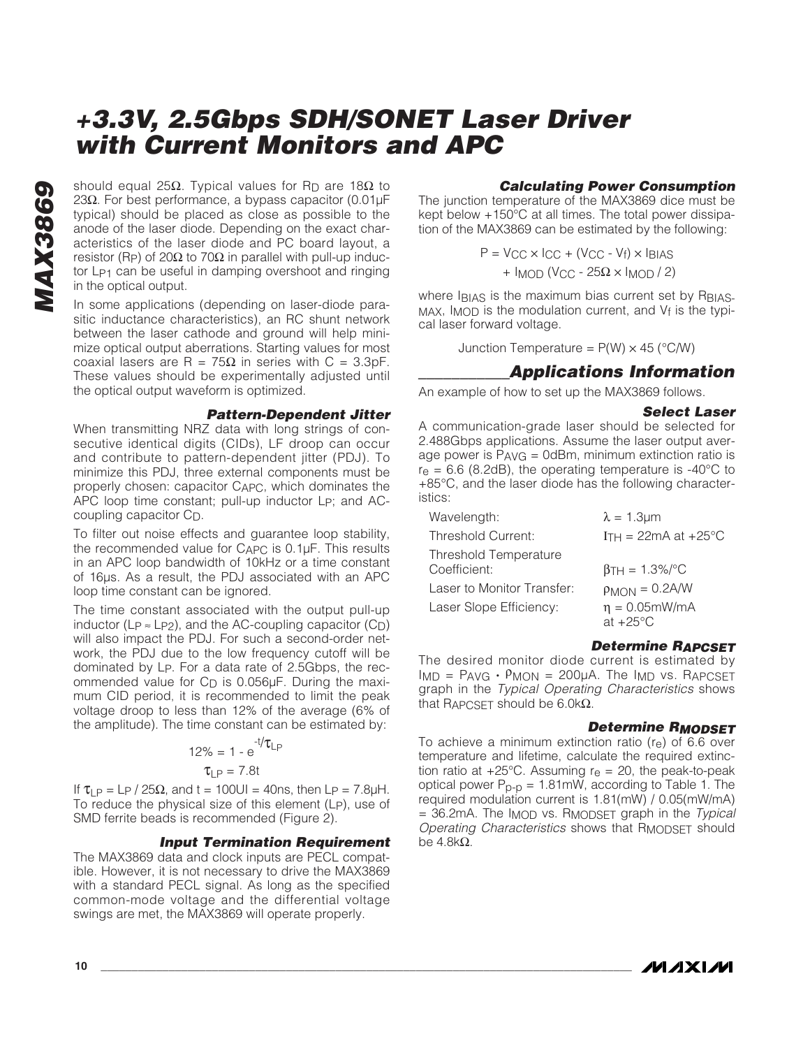should equal 25Ω. Typical values for $R_D$ are 18Ω to 23Ω. For best performance, a bypass capacitor (0.01µF typical) should be placed as close as possible to the anode of the laser diode. Depending on the exact characteristics of the laser diode and PC board layout, a resistor ($R_P$) of 20Ω to 70Ω in parallel with pull-up inductor $L_{P1}$ can be useful in damping overshoot and ringing in the optical output.

In some applications (depending on laser-diode parasitic inductance characteristics), an RC shunt network between the laser cathode and ground will help minimize optical output aberrations. Starting values for most coaxial lasers are R = 75Ω in series with C = 3.3pF. These values should be experimentally adjusted until the optical output waveform is optimized.

### Pattern-Dependent Jitter

When transmitting NRZ data with long strings of consecutive identical digits (CIDs), LF droop can occur and contribute to pattern-dependent jitter (PDJ). To minimize this PDJ, three external components must be properly chosen: capacitor $C_{APC}$, which dominates the APC loop time constant; pull-up inductor $L_P$; and AC-coupling capacitor $C_D$.

To filter out noise effects and guarantee loop stability, the recommended value for $C_{APC}$ is 0.1µF. This results in an APC loop bandwidth of 10kHz or a time constant of 16µs. As a result, the PDJ associated with an APC loop time constant can be ignored.

The time constant associated with the output pull-up inductor ($L_P \approx L_{P2}$), and the AC-coupling capacitor ($C_D$) will also impact the PDJ. For such a second-order network, the PDJ due to the low frequency cutoff will be dominated by $L_P$. For a data rate of 2.5Gbps, the recommended value for $C_D$ is 0.056µF. During the maximum CID period, it is recommended to limit the peak voltage droop to less than 12% of the average (6% of the amplitude). The time constant can be estimated by:

$$12\% = 1 - e^{-t/\tau_{LP}}$$

$$\tau_{LP} = 7.8t$$

If $\tau_{LP} = L_P / 25\Omega$, and t = 100UI = 40ns, then $L_P$ = 7.8µH. To reduce the physical size of this element ($L_P$), use of SMD ferrite beads is recommended (Figure 2).

### Input Termination Requirement

The MAX3869 data and clock inputs are PECL compatible. However, it is not necessary to drive the MAX3869 with a standard PECL signal. As long as the specified common-mode voltage and the differential voltage swings are met, the MAX3869 will operate properly.

### Calculating Power Consumption

The junction temperature of the MAX3869 dice must be kept below +150°C at all times. The total power dissipation of the MAX3869 can be estimated by the following:

$$P = V_{CC} \times I_{CC} + (V_{CC} - V_f) \times I_{BIAS} + I_{MOD} (V_{CC} - 25\Omega \times I_{MOD} / 2)$$

where $I_{BIAS}$ is the maximum bias current set by $R_{BIASMAX}$, $I_{MOD}$ is the modulation current, and $V_f$ is the typical laser forward voltage.

Junction Temperature = P(W) × 45 (°C/W)

## Applications Information

An example of how to set up the MAX3869 follows.

### Select Laser

A communication-grade laser should be selected for 2.488Gbps applications. Assume the laser output average power is $P_{AVG}$ = 0dBm, minimum extinction ratio is $r_e$ = 6.6 (8.2dB), the operating temperature is -40°C to +85°C, and the laser diode has the following characteristics:

| | |
|---|---|
| Wavelength: | λ = 1.3µm |
| Threshold Current: | $I_{TH}$ = 22mA at +25°C |
| Threshold Temperature Coefficient: | $\beta_{TH}$ = 1.3%/°C |
| Laser to Monitor Transfer: | $\rho_{MON}$ = 0.2A/W |
| Laser Slope Efficiency: | η = 0.05mW/mA at +25°C |

### Determine $R_{APCSET}$

The desired monitor diode current is estimated by $I_{MD} = P_{AVG} \cdot \rho_{MON}$ = 200µA. The $I_{MD}$ vs. $R_{APCSET}$ graph in the *Typical Operating Characteristics* shows that $R_{APCSET}$ should be 6.0kΩ.

### Determine $R_{MODSET}$

To achieve a minimum extinction ratio ($r_e$) of 6.6 over temperature and lifetime, calculate the required extinction ratio at +25°C. Assuming $r_e$ = 20, the peak-to-peak optical power $P_{p-p}$ = 1.81mW, according to Table 1. The required modulation current is 1.81(mW) / 0.05(mW/mA) = 36.2mA. The $I_{MOD}$ vs. $R_{MODSET}$ graph in the *Typical Operating Characteristics* shows that $R_{MODSET}$ should be 4.8kΩ.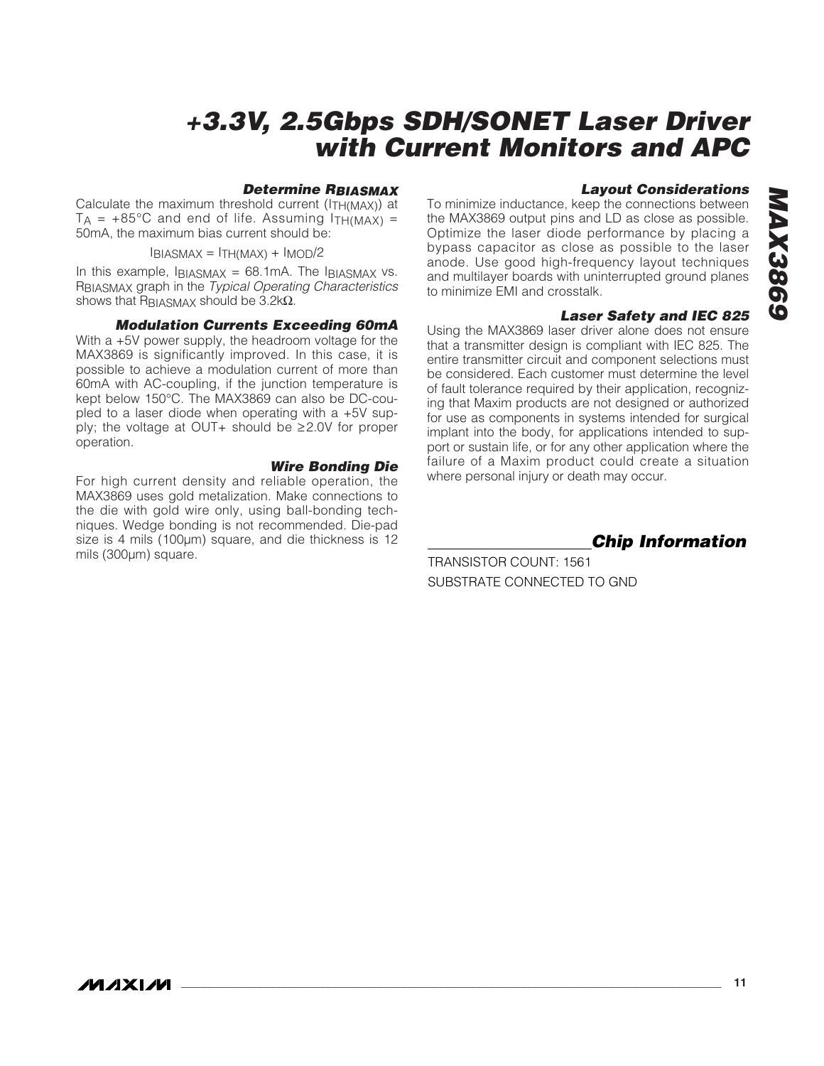### Determine $R_{BIASMAX}$

Calculate the maximum threshold current ($I_{TH(MAX)}$) at $T_A$ = +85°C and end of life. Assuming $I_{TH(MAX)}$ = 50mA, the maximum bias current should be:

$$I_{BIASMAX} = I_{TH(MAX)} + I_{MOD}/2$$

In this example, $I_{BIASMAX}$ = 68.1mA. The $I_{BIASMAX}$ vs. $R_{BIASMAX}$ graph in the *Typical Operating Characteristics* shows that $R_{BIASMAX}$ should be 3.2kΩ.

### Modulation Currents Exceeding 60mA

With a +5V power supply, the headroom voltage for the MAX3869 is significantly improved. In this case, it is possible to achieve a modulation current of more than 60mA with AC-coupling, if the junction temperature is kept below 150°C. The MAX3869 can also be DC-coupled to a laser diode when operating with a +5V supply; the voltage at OUT+ should be ≥2.0V for proper operation.

### Wire Bonding Die

For high current density and reliable operation, the MAX3869 uses gold metalization. Make connections to the die with gold wire only, using ball-bonding techniques. Wedge bonding is not recommended. Die-pad size is 4 mils (100µm) square, and die thickness is 12 mils (300µm) square.

### Layout Considerations

To minimize inductance, keep the connections between the MAX3869 output pins and LD as close as possible. Optimize the laser diode performance by placing a bypass capacitor as close as possible to the laser anode. Use good high-frequency layout techniques and multilayer boards with uninterrupted ground planes to minimize EMI and crosstalk.

### Laser Safety and IEC 825

Using the MAX3869 laser driver alone does not ensure that a transmitter design is compliant with IEC 825. The entire transmitter circuit and component selections must be considered. Each customer must determine the level of fault tolerance required by their application, recognizing that Maxim products are not designed or authorized for use as components in systems intended for surgical implant into the body, for applications intended to support or sustain life, or for any other application where the failure of a Maxim product could create a situation where personal injury or death may occur.

## Chip Information

TRANSISTOR COUNT: 1561

SUBSTRATE CONNECTED TO GND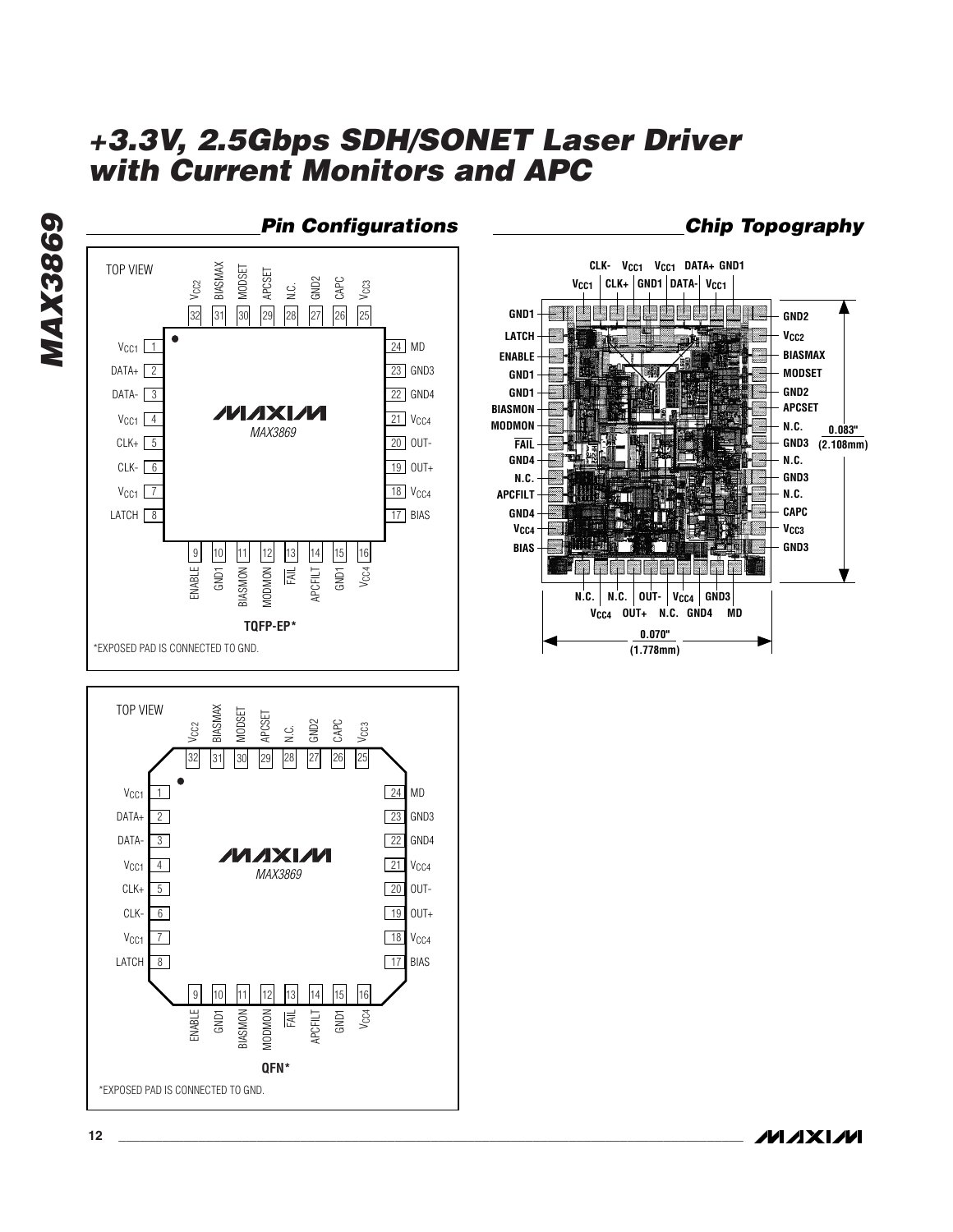## Pin Configurations

TOP VIEW

| Pin | Name | Pin | Name |
|---|---|---|---|
| 1 | $V_{CC1}$ | 17 | BIAS |
| 2 | DATA+ | 18 | $V_{CC4}$ |
| 3 | DATA- | 19 | OUT+ |
| 4 | $V_{CC1}$ | 20 | OUT- |
| 5 | CLK+ | 21 | $V_{CC4}$ |
| 6 | CLK- | 22 | GND4 |
| 7 | $V_{CC1}$ | 23 | GND3 |
| 8 | LATCH | 24 | MD |
| 9 | ENABLE | 25 | $V_{CC3}$ |
| 10 | GND1 | 26 | CAPC |
| 11 | BIASMON | 27 | GND2 |
| 12 | MODMON | 28 | N.C. |
| 13 | $\overline{FAIL}$ | 29 | APCSET |
| 14 | APCFILT | 30 | MODSET |
| 15 | GND1 | 31 | BIASMAX |
| 16 | $V_{CC4}$ | 32 | $V_{CC2}$ |

MAXIM MAX3869

**TQFP-EP***

*EXPOSED PAD IS CONNECTED TO GND.

TOP VIEW

(Same pinout as above.)

MAXIM MAX3869

**QFN***

*EXPOSED PAD IS CONNECTED TO GND.

## Chip Topography

Top (left to right): $V_{CC1}$, CLK-, CLK+, $V_{CC1}$, GND1, $V_{CC1}$, DATA-, DATA+, $V_{CC1}$, GND1

Left (top to bottom): GND1, LATCH, ENABLE, GND1, GND1, BIASMON, MODMON, $\overline{FAIL}$, GND4, N.C., APCFILT, GND4, $V_{CC4}$, BIAS

Right (top to bottom): GND2, $V_{CC2}$, BIASMAX, MODSET, GND2, APCSET, N.C., GND3, N.C., GND3, N.C., CAPC, $V_{CC3}$, GND3

Bottom (left to right): N.C., $V_{CC4}$, N.C., OUT+, OUT-, N.C., $V_{CC4}$, GND4, GND3, MD

0.083" (2.108mm)

0.070" (1.778mm)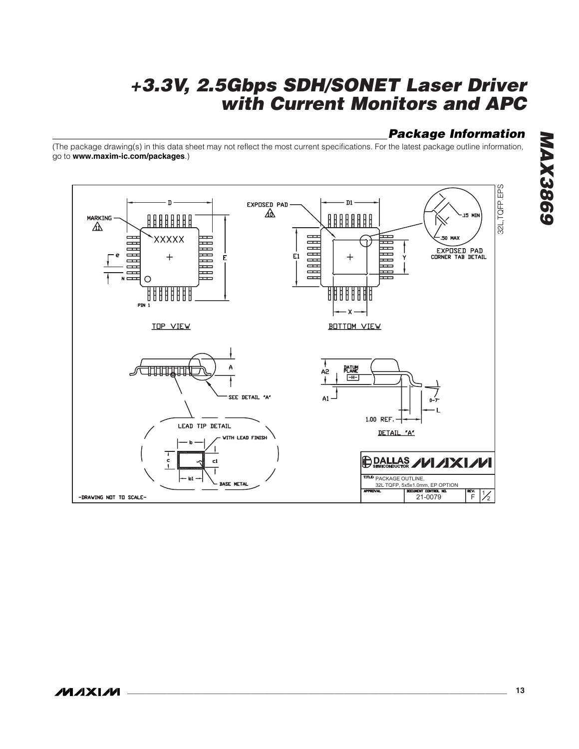## Package Information

(The package drawing(s) in this data sheet may not reflect the most current specifications. For the latest package outline information, go to **www.maxim-ic.com/packages**.)

-DRAWING NOT TO SCALE-

TITLE: PACKAGE OUTLINE, 32L TQFP, 5x5x1.0mm, EP OPTION

DOCUMENT CONTROL NO. 21-0079 REV. F 1/2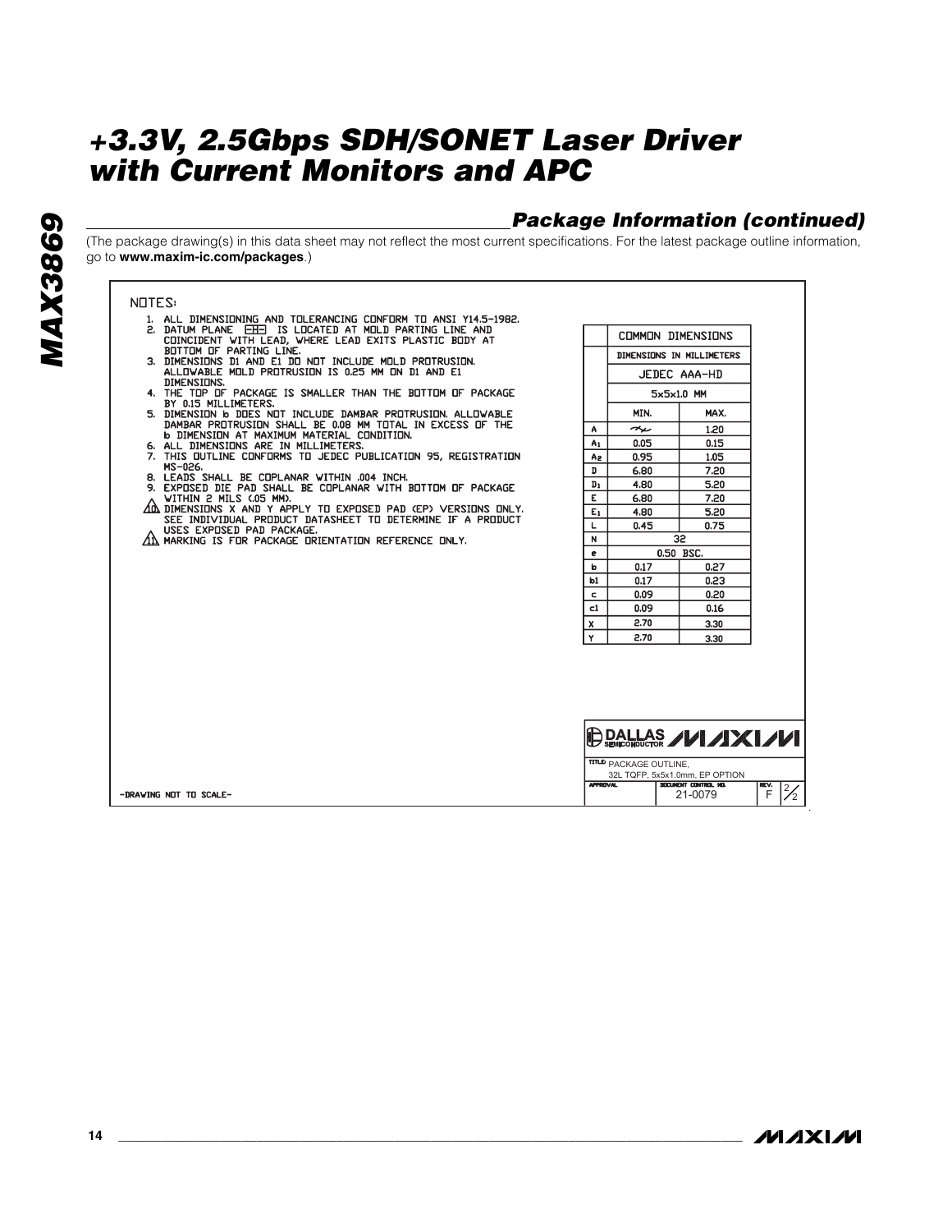## Package Information (continued)

(The package drawing(s) in this data sheet may not reflect the most current specifications. For the latest package outline information, go to **www.maxim-ic.com/packages**.)

NOTES:

1. ALL DIMENSIONING AND TOLERANCING CONFORM TO ANSI Y14.5-1982.
2. DATUM PLANE -H- IS LOCATED AT MOLD PARTING LINE AND COINCIDENT WITH LEAD, WHERE LEAD EXITS PLASTIC BODY AT BOTTOM OF PARTING LINE.
3. DIMENSIONS D1 AND E1 DO NOT INCLUDE MOLD PROTRUSION. ALLOWABLE MOLD PROTRUSION IS 0.25 MM ON D1 AND E1 DIMENSIONS.
4. THE TOP OF PACKAGE IS SMALLER THAN THE BOTTOM OF PACKAGE BY 0.15 MILLIMETERS.
5. DIMENSION b DOES NOT INCLUDE DAMBAR PROTRUSION. ALLOWABLE DAMBAR PROTRUSION SHALL BE 0.08 MM TOTAL IN EXCESS OF THE b DIMENSION AT MAXIMUM MATERIAL CONDITION.
6. ALL DIMENSIONS ARE IN MILLIMETERS.
7. THIS OUTLINE CONFORMS TO JEDEC PUBLICATION 95, REGISTRATION MS-026.
8. LEADS SHALL BE COPLANAR WITHIN .004 INCH.
9. EXPOSED DIE PAD SHALL BE COPLANAR WITH BOTTOM OF PACKAGE WITHIN 2 MILS (.05 MM).
10. DIMENSIONS X AND Y APPLY TO EXPOSED PAD (EP) VERSIONS ONLY. SEE INDIVIDUAL PRODUCT DATASHEET TO DETERMINE IF A PRODUCT USES EXPOSED PAD PACKAGE.
11. MARKING IS FOR PACKAGE ORIENTATION REFERENCE ONLY.

| | COMMON DIMENSIONS | |
|---|---|---|
| | DIMENSIONS IN MILLIMETERS | |
| | JEDEC AAA-HD | |
| | 5x5x1.0 MM | |
| | MIN. | MAX. |
| A | ~ | 1.20 |
| $A_1$ | 0.05 | 0.15 |
| $A_2$ | 0.95 | 1.05 |
| D | 6.80 | 7.20 |
| $D_1$ | 4.80 | 5.20 |
| E | 6.80 | 7.20 |
| $E_1$ | 4.80 | 5.20 |
| L | 0.45 | 0.75 |
| N | 32 | |
| e | 0.50 BSC. | |
| b | 0.17 | 0.27 |
| b1 | 0.17 | 0.23 |
| c | 0.09 | 0.20 |
| c1 | 0.09 | 0.16 |
| X | 2.70 | 3.30 |
| Y | 2.70 | 3.30 |

-DRAWING NOT TO SCALE-

DALLAS SEMICONDUCTOR / MAXIM

TITLE: PACKAGE OUTLINE, 32L TQFP, 5x5x1.0mm, EP OPTION

APPROVAL | DOCUMENT CONTROL NO. 21-0079 | REV. F | 2/2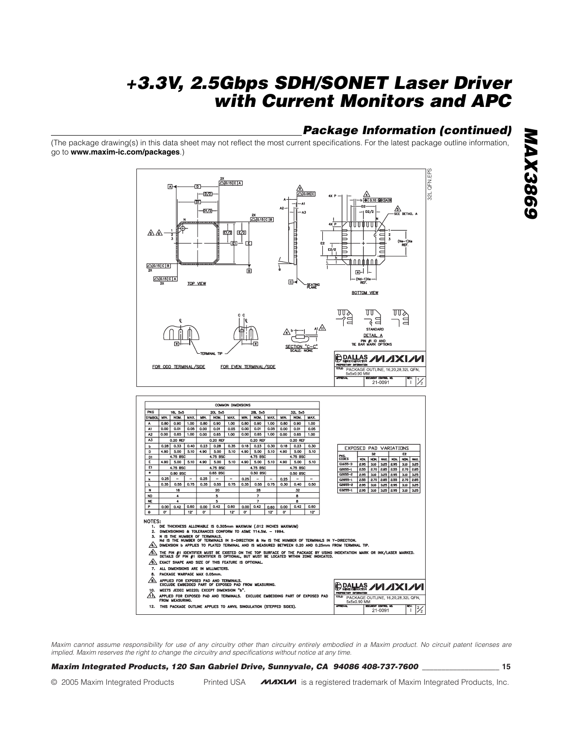## Package Information (continued)

(The package drawing(s) in this data sheet may not reflect the most current specifications. For the latest package outline information, go to **www.maxim-ic.com/packages**.)

PACKAGE OUTLINE, 16,20,28,32L QFN, 5x5x0.90 MM

21-0091 I 1/2

COMMON DIMENSIONS

| PKG | 16L 5x5 | | | 20L 5x5 | | | 28L 5x5 | | | 32L 5x5 | | |
|---|---|---|---|---|---|---|---|---|---|---|---|---|
| SYMBOL | MIN. | NOM. | MAX. | MIN. | NOM. | MAX. | MIN. | NOM. | MAX. | MIN. | NOM. | MAX. |
| A | 0.80 | 0.90 | 1.00 | 0.80 | 0.90 | 1.00 | 0.80 | 0.90 | 1.00 | 0.80 | 0.90 | 1.00 |
| A1 | 0.00 | 0.01 | 0.05 | 0.00 | 0.01 | 0.05 | 0.00 | 0.01 | 0.05 | 0.00 | 0.01 | 0.05 |
| A2 | 0.00 | 0.65 | 1.00 | 0.00 | 0.65 | 1.00 | 0.00 | 0.65 | 1.00 | 0.00 | 0.65 | 1.00 |
| A3 | 0.20 REF | | | 0.20 REF | | | 0.20 REF | | | 0.20 REF | | |
| b | 0.28 | 0.33 | 0.40 | 0.23 | 0.28 | 0.35 | 0.18 | 0.23 | 0.30 | 0.18 | 0.23 | 0.30 |
| D | 4.90 | 5.00 | 5.10 | 4.90 | 5.00 | 5.10 | 4.90 | 5.00 | 5.10 | 4.90 | 5.00 | 5.10 |
| D1 | 4.75 BSC | | | 4.75 BSC | | | 4.75 BSC | | | 4.75 BSC | | |
| E | 4.90 | 5.00 | 5.10 | 4.90 | 5.00 | 5.10 | 4.90 | 5.00 | 5.10 | 4.90 | 5.00 | 5.10 |
| E1 | 4.75 BSC | | | 4.75 BSC | | | 4.75 BSC | | | 4.75 BSC | | |
| e | 0.80 BSC | | | 0.65 BSC | | | 0.50 BSC | | | 0.50 BSC | | |
| k | 0.25 | - | - | 0.25 | - | - | 0.25 | - | - | 0.25 | - | - |
| L | 0.35 | 0.55 | 0.75 | 0.35 | 0.55 | 0.75 | 0.35 | 0.55 | 0.75 | 0.30 | 0.40 | 0.50 |
| N | 16 | | | 20 | | | 28 | | | 32 | | |
| ND | 4 | | | 5 | | | 7 | | | 8 | | |
| NE | 4 | | | 5 | | | 7 | | | 8 | | |
| P | 0.00 | 0.42 | 0.60 | 0.00 | 0.42 | 0.60 | 0.00 | 0.42 | 0.60 | 0.00 | 0.42 | 0.60 |
| θ | 0° | | 12° | 0° | | 12° | 0° | | 12° | 0° | | 12° |

EXPOSED PAD VARIATIONS

| PKG. CODES | D2 | | | E2 | | |
|---|---|---|---|---|---|---|
| | MIN. | NOM. | MAX. | MIN. | NOM. | MAX. |
| G1655-3 | 2.95 | 3.10 | 3.25 | 2.95 | 3.10 | 3.25 |
| G2055-1 | 2.55 | 2.70 | 2.85 | 2.55 | 2.70 | 2.85 |
| G2055-2 | 2.95 | 3.10 | 3.25 | 2.95 | 3.10 | 3.25 |
| G2855-1 | 2.55 | 2.70 | 2.85 | 2.55 | 2.70 | 2.85 |
| G2855-2 | 2.95 | 3.10 | 3.25 | 2.95 | 3.10 | 3.25 |
| G3255-1 | 2.95 | 3.10 | 3.25 | 2.95 | 3.10 | 3.25 |

NOTES:

1. DIE THICKNESS ALLOWABLE IS 0.305mm MAXIMUM (.012 INCHES MAXIMUM)
2. DIMENSIONING & TOLERANCES CONFORM TO ASME Y14.5M. - 1994.
3. N IS THE NUMBER OF TERMINALS.
   Nd IS THE NUMBER OF TERMINALS IN X-DIRECTION & Ne IS THE NUMBER OF TERMINALS IN Y-DIRECTION.
4. DIMENSION b APPLIES TO PLATED TERMINAL AND IS MEASURED BETWEEN 0.20 AND 0.25mm FROM TERMINAL TIP.
5. THE PIN #1 IDENTIFIER MUST BE EXISTED ON THE TOP SURFACE OF THE PACKAGE BY USING INDENTATION MARK OR INK/LASER MARKED. DETAILS OF PIN #1 IDENTIFIER IS OPTIONAL, BUT MUST BE LOCATED WITHIN ZONE INDICATED.
6. EXACT SHAPE AND SIZE OF THIS FEATURE IS OPTIONAL.
7. ALL DIMENSIONS ARE IN MILLIMETERS.
8. PACKAGE WARPAGE MAX 0.05mm.
9. APPLIED FOR EXPOSED PAD AND TERMINALS. EXCLUDE EMBEDDED PART OF EXPOSED PAD FROM MEASURING.
10. MEETS JEDEC MO220; EXCEPT DIMENSION "b".
11. APPLIED FOR EXPOSED PAD AND TERMINALS. EXCLUDE EMBEDDING PART OF EXPOSED PAD FROM MEASURING.
12. THIS PACKAGE OUTLINE APPLIES TO ANVIL SINGULATION (STEPPED SIDES).

PACKAGE OUTLINE, 16,20,28,32L QFN, 5x5x0.90 MM

21-0091 I 2/2

*Maxim cannot assume responsibility for use of any circuitry other than circuitry entirely embodied in a Maxim product. No circuit patent licenses are implied. Maxim reserves the right to change the circuitry and specifications without notice at any time.*

**Maxim Integrated Products, 120 San Gabriel Drive, Sunnyvale, CA 94086 408-737-7600**

© 2005 Maxim Integrated Products Printed USA MAXIM is a registered trademark of Maxim Integrated Products, Inc.